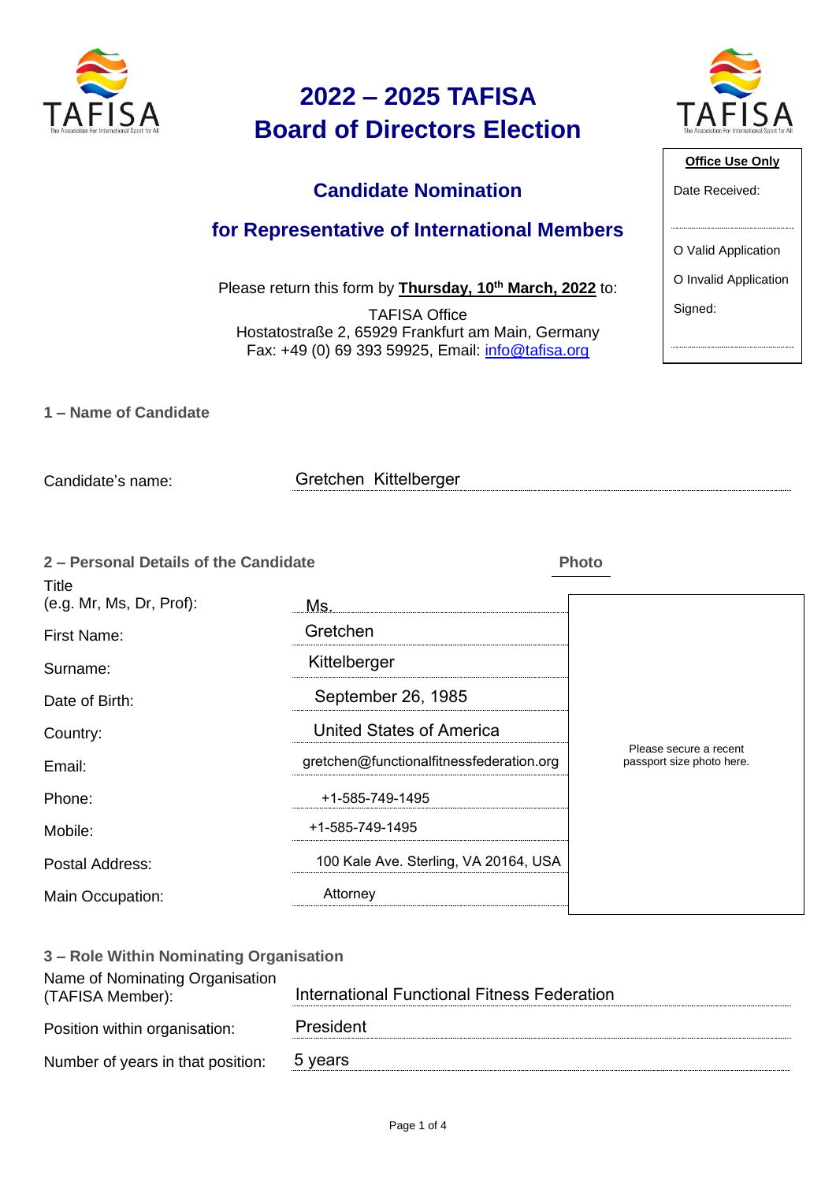# 2022 – 2025 TAFISA Board of Directors Election

## Candidate Nomination

## for Representative of International Members

Please return this form by **Thursday, 10th March, 2022** to:

TAFISA Office
Hostatostraße 2, 65929 Frankfurt am Main, Germany
Fax: +49 (0) 69 393 59925, Email: info@tafisa.org

**Office Use Only**

Date Received:

O Valid Application

O Invalid Application

Signed:

### 1 – Name of Candidate

| | |
|---|---|
| Candidate's name: | Gretchen Kittelberger |

### 2 – Personal Details of the Candidate

| | |
|---|---|
| Title (e.g. Mr, Ms, Dr, Prof): | Ms. |
| First Name: | Gretchen |
| Surname: | Kittelberger |
| Date of Birth: | September 26, 1985 |
| Country: | United States of America |
| Email: | gretchen@functionalfitnessfederation.org |
| Phone: | +1-585-749-1495 |
| Mobile: | +1-585-749-1495 |
| Postal Address: | 100 Kale Ave. Sterling, VA 20164, USA |
| Main Occupation: | Attorney |

**Photo**

Please secure a recent passport size photo here.

### 3 – Role Within Nominating Organisation

| | |
|---|---|
| Name of Nominating Organisation (TAFISA Member): | International Functional Fitness Federation |
| Position within organisation: | President |
| Number of years in that position: | 5 years |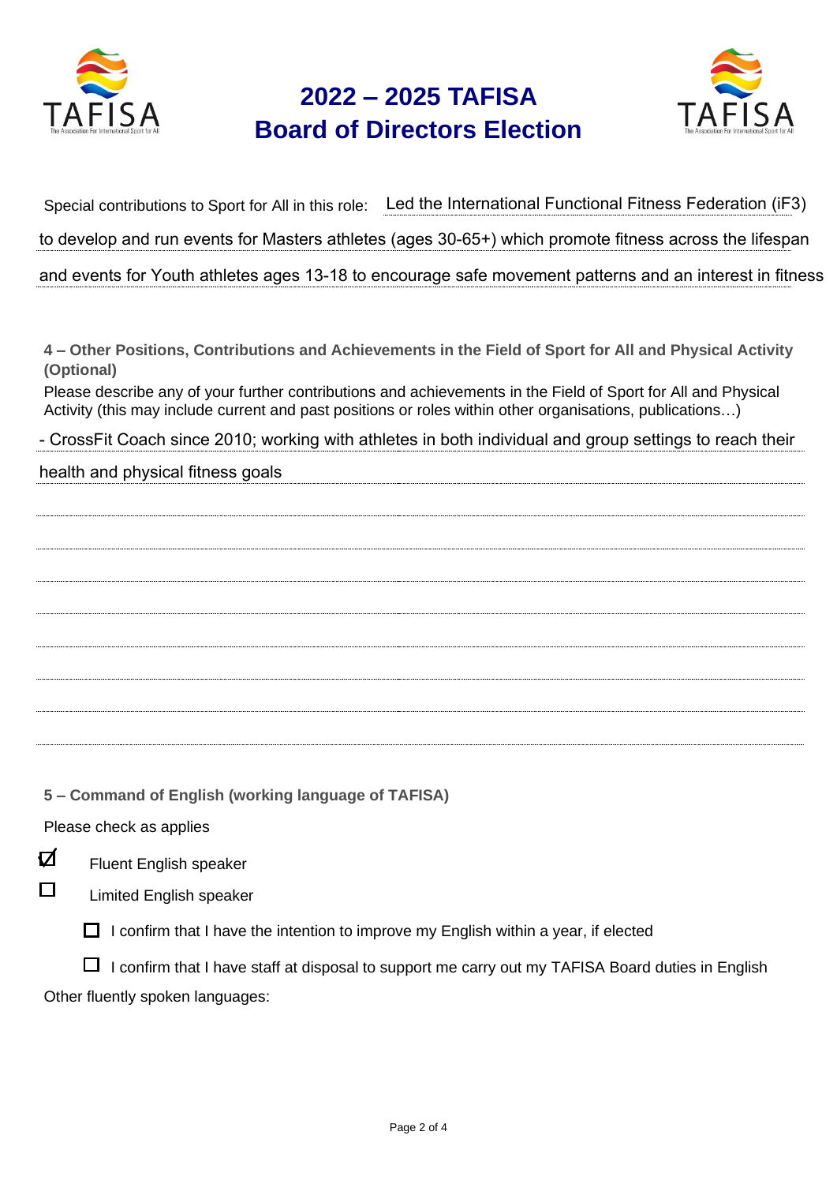# 2022 – 2025 TAFISA Board of Directors Election

Special contributions to Sport for All in this role: Led the International Functional Fitness Federation (iF3) to develop and run events for Masters athletes (ages 30-65+) which promote fitness across the lifespan and events for Youth athletes ages 13-18 to encourage safe movement patterns and an interest in fitness

**4 – Other Positions, Contributions and Achievements in the Field of Sport for All and Physical Activity (Optional)**

Please describe any of your further contributions and achievements in the Field of Sport for All and Physical Activity (this may include current and past positions or roles within other organisations, publications…)

- CrossFit Coach since 2010; working with athletes in both individual and group settings to reach their health and physical fitness goals

**5 – Command of English (working language of TAFISA)**

Please check as applies

- ☑ Fluent English speaker
- ☐ Limited English speaker
  - ☐ I confirm that I have the intention to improve my English within a year, if elected
  - ☐ I confirm that I have staff at disposal to support me carry out my TAFISA Board duties in English

Other fluently spoken languages: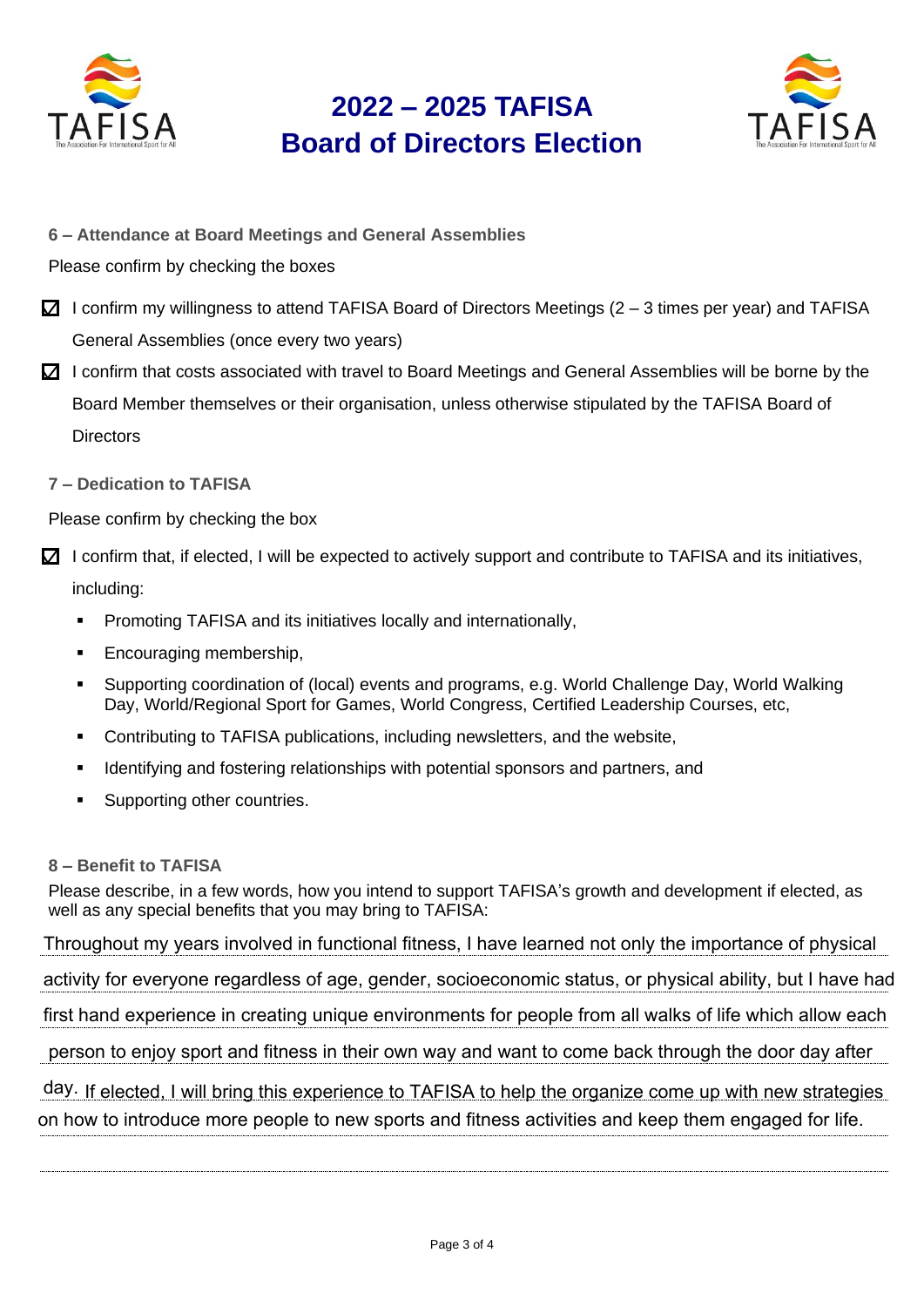# 2022 – 2025 TAFISA Board of Directors Election

### 6 – Attendance at Board Meetings and General Assemblies

Please confirm by checking the boxes

- ☑ I confirm my willingness to attend TAFISA Board of Directors Meetings (2 – 3 times per year) and TAFISA General Assemblies (once every two years)
- ☑ I confirm that costs associated with travel to Board Meetings and General Assemblies will be borne by the Board Member themselves or their organisation, unless otherwise stipulated by the TAFISA Board of Directors

### 7 – Dedication to TAFISA

Please confirm by checking the box

- ☑ I confirm that, if elected, I will be expected to actively support and contribute to TAFISA and its initiatives, including:
  - Promoting TAFISA and its initiatives locally and internationally,
  - Encouraging membership,
  - Supporting coordination of (local) events and programs, e.g. World Challenge Day, World Walking Day, World/Regional Sport for Games, World Congress, Certified Leadership Courses, etc,
  - Contributing to TAFISA publications, including newsletters, and the website,
  - Identifying and fostering relationships with potential sponsors and partners, and
  - Supporting other countries.

### 8 – Benefit to TAFISA

Please describe, in a few words, how you intend to support TAFISA's growth and development if elected, as well as any special benefits that you may bring to TAFISA:

Throughout my years involved in functional fitness, I have learned not only the importance of physical activity for everyone regardless of age, gender, socioeconomic status, or physical ability, but I have had first hand experience in creating unique environments for people from all walks of life which allow each person to enjoy sport and fitness in their own way and want to come back through the door day after day. If elected, I will bring this experience to TAFISA to help the organize come up with new strategies on how to introduce more people to new sports and fitness activities and keep them engaged for life.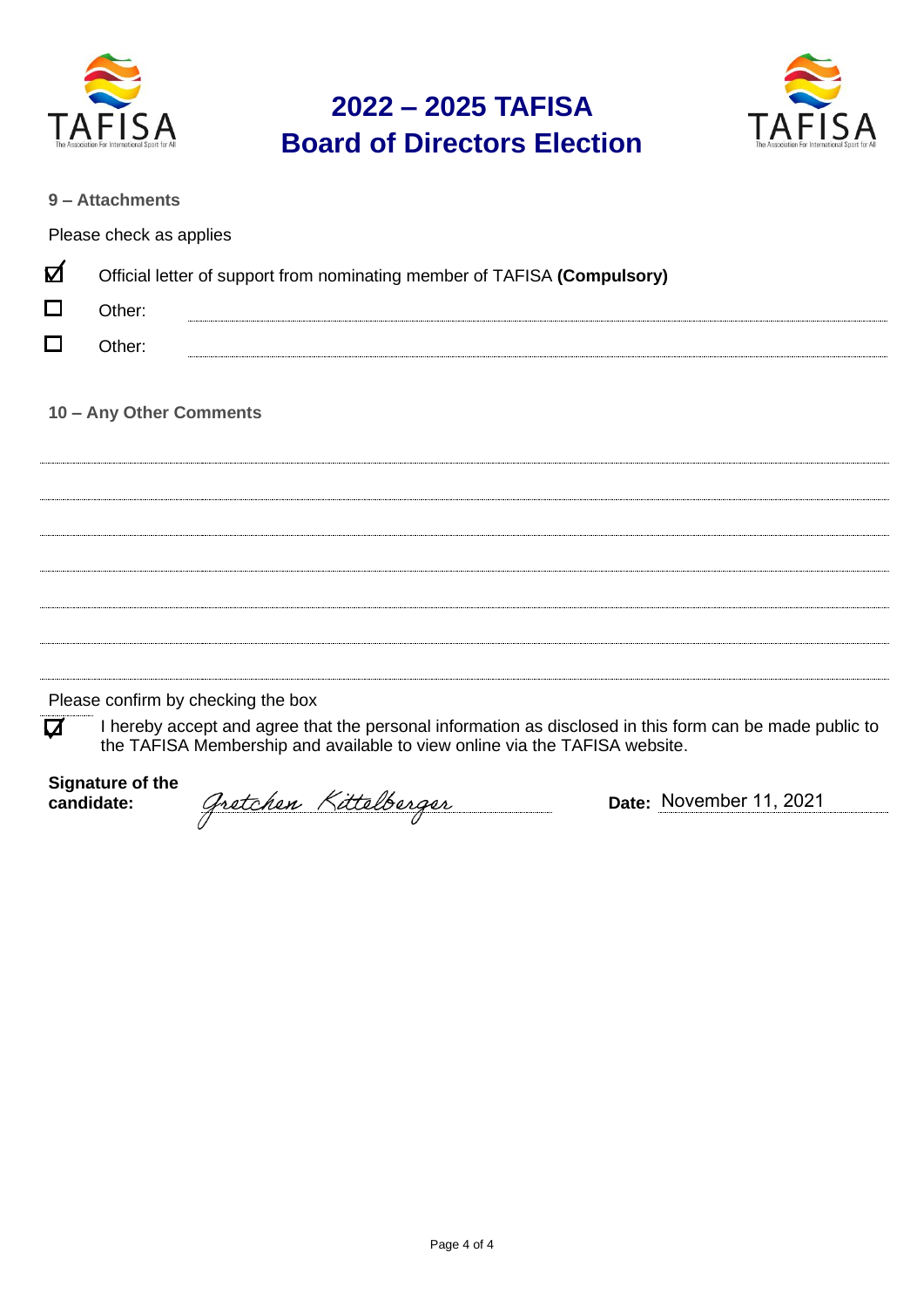# 2022 – 2025 TAFISA Board of Directors Election

## 9 – Attachments

Please check as applies

- [x] Official letter of support from nominating member of TAFISA **(Compulsory)**
- [ ] Other: 
- [ ] Other: 

## 10 – Any Other Comments

Please confirm by checking the box

- [x] I hereby accept and agree that the personal information as disclosed in this form can be made public to the TAFISA Membership and available to view online via the TAFISA website.

**Signature of the candidate:** Gretchen Kittelberger

**Date:** November 11, 2021